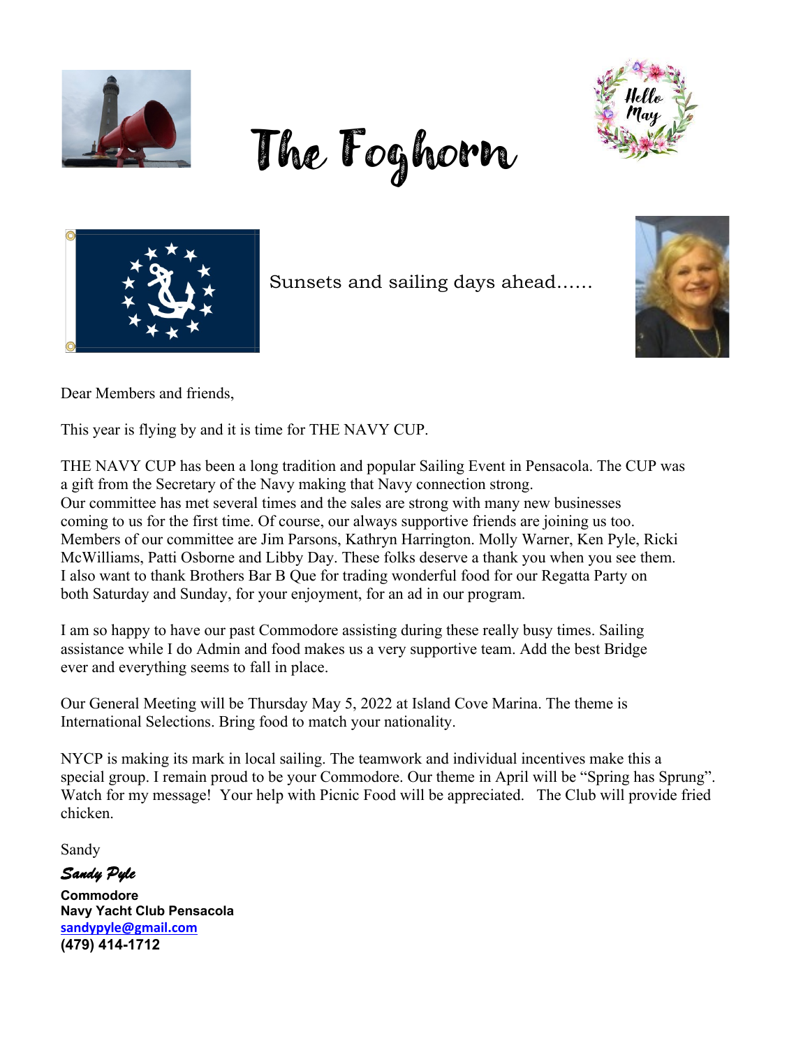# The Foghorn

Sunsets and sailing days ahead……

Dear Members and friends,

This year is flying by and it is time for THE NAVY CUP.

THE NAVY CUP has been a long tradition and popular Sailing Event in Pensacola. The CUP was a gift from the Secretary of the Navy making that Navy connection strong.
Our committee has met several times and the sales are strong with many new businesses coming to us for the first time. Of course, our always supportive friends are joining us too. Members of our committee are Jim Parsons, Kathryn Harrington. Molly Warner, Ken Pyle, Ricki McWilliams, Patti Osborne and Libby Day. These folks deserve a thank you when you see them. I also want to thank Brothers Bar B Que for trading wonderful food for our Regatta Party on both Saturday and Sunday, for your enjoyment, for an ad in our program.

I am so happy to have our past Commodore assisting during these really busy times. Sailing assistance while I do Admin and food makes us a very supportive team. Add the best Bridge ever and everything seems to fall in place.

Our General Meeting will be Thursday May 5, 2022 at Island Cove Marina. The theme is International Selections. Bring food to match your nationality.

NYCP is making its mark in local sailing. The teamwork and individual incentives make this a special group. I remain proud to be your Commodore. Our theme in April will be "Spring has Sprung". Watch for my message! Your help with Picnic Food will be appreciated. The Club will provide fried chicken.

Sandy

*Sandy Pyle*

**Commodore**
**Navy Yacht Club Pensacola**
sandypyle@gmail.com
**(479) 414-1712**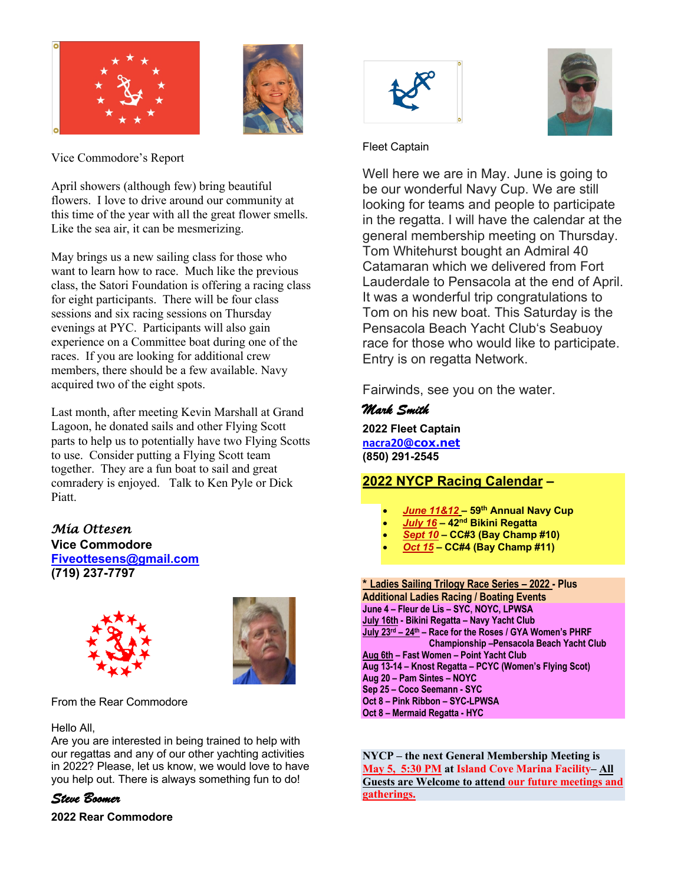Vice Commodore's Report

April showers (although few) bring beautiful flowers. I love to drive around our community at this time of the year with all the great flower smells. Like the sea air, it can be mesmerizing.

May brings us a new sailing class for those who want to learn how to race. Much like the previous class, the Satori Foundation is offering a racing class for eight participants. There will be four class sessions and six racing sessions on Thursday evenings at PYC. Participants will also gain experience on a Committee boat during one of the races. If you are looking for additional crew members, there should be a few available. Navy acquired two of the eight spots.

Last month, after meeting Kevin Marshall at Grand Lagoon, he donated sails and other Flying Scott parts to help us to potentially have two Flying Scotts to use. Consider putting a Flying Scott team together. They are a fun boat to sail and great comradery is enjoyed. Talk to Ken Pyle or Dick Piatt.

*Mia Ottesen*
**Vice Commodore**
**Fiveottesens@gmail.com**
**(719) 237-7797**

From the Rear Commodore

Hello All,
Are you are interested in being trained to help with our regattas and any of our other yachting activities in 2022? Please, let us know, we would love to have you help out. There is always something fun to do!

*Steve Boomer*
**2022 Rear Commodore**

Fleet Captain

Well here we are in May. June is going to be our wonderful Navy Cup. We are still looking for teams and people to participate in the regatta. I will have the calendar at the general membership meeting on Thursday. Tom Whitehurst bought an Admiral 40 Catamaran which we delivered from Fort Lauderdale to Pensacola at the end of April. It was a wonderful trip congratulations to Tom on his new boat. This Saturday is the Pensacola Beach Yacht Club's Seabuoy race for those who would like to participate. Entry is on regatta Network.

Fairwinds, see you on the water.

*Mark Smith*
**2022 Fleet Captain**
**nacra20@cox.net**
**(850) 291-2545**

## 2022 NYCP Racing Calendar –

- ***June 11&12*** – **59th Annual Navy Cup**
- ***July 16*** – **42nd Bikini Regatta**
- ***Sept 10*** – **CC#3 (Bay Champ #10)**
- ***Oct 15*** – **CC#4 (Bay Champ #11)**

**\* Ladies Sailing Trilogy Race Series – 2022 - Plus Additional Ladies Racing / Boating Events**

**June 4 – Fleur de Lis – SYC, NOYC, LPWSA**
**July 16th - Bikini Regatta – Navy Yacht Club**
**July 23rd – 24th – Race for the Roses / GYA Women's PHRF Championship –Pensacola Beach Yacht Club**
**Aug 6th – Fast Women – Point Yacht Club**
**Aug 13-14 – Knost Regatta – PCYC (Women's Flying Scot)**
**Aug 20 – Pam Sintes – NOYC**
**Sep 25 – Coco Seemann - SYC**
**Oct 8 – Pink Ribbon – SYC-LPWSA**
**Oct 8 – Mermaid Regatta - HYC**

**NYCP – the next General Membership Meeting is May 5, 5:30 PM at Island Cove Marina Facility– All Guests are Welcome to attend our future meetings and gatherings.**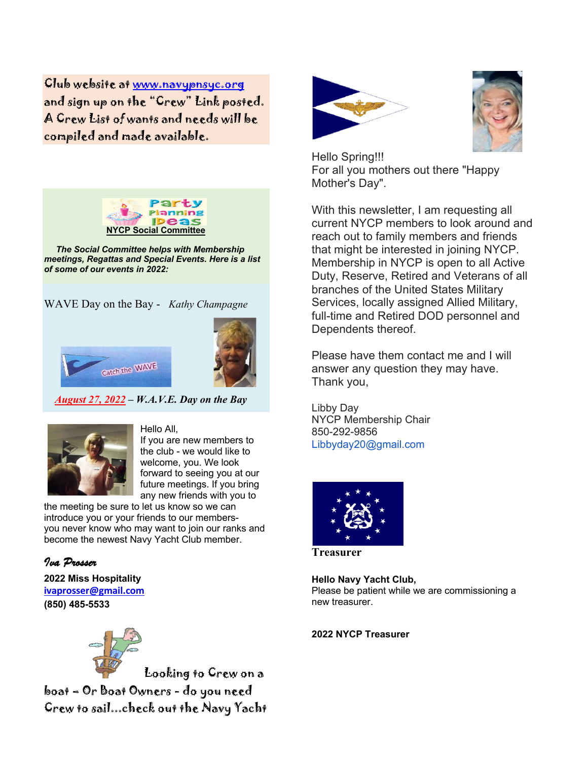Club website at www.navypnsyc.org and sign up on the "Crew" Link posted. A Crew List of wants and needs will be compiled and made available.

Party Planning Ideas

**NYCP Social Committee**

***The Social Committee helps with Membership meetings, Regattas and Special Events. Here is a list of some of our events in 2022:***

WAVE Day on the Bay - *Kathy Champagne*

Catch the WAVE

***August 27, 2022 – W.A.V.E. Day on the Bay***

Hello All,
If you are new members to the club - we would like to welcome, you. We look forward to seeing you at our future meetings. If you bring any new friends with you to the meeting be sure to let us know so we can introduce you or your friends to our members- you never know who may want to join our ranks and become the newest Navy Yacht Club member.

*Iva Prosser*

**2022 Miss Hospitality**
**ivaprosser@gmail.com**
**(850) 485-5533**

Looking to Crew on a boat – Or Boat Owners - do you need Crew to sail...check out the Navy Yacht

Hello Spring!!!
For all you mothers out there "Happy Mother's Day".

With this newsletter, I am requesting all current NYCP members to look around and reach out to family members and friends that might be interested in joining NYCP. Membership in NYCP is open to all Active Duty, Reserve, Retired and Veterans of all branches of the United States Military Services, locally assigned Allied Military, full-time and Retired DOD personnel and Dependents thereof.

Please have them contact me and I will answer any question they may have.
Thank you,

Libby Day
NYCP Membership Chair
850-292-9856
Libbyday20@gmail.com

**Treasurer**

**Hello Navy Yacht Club,**
Please be patient while we are commissioning a new treasurer.

**2022 NYCP Treasurer**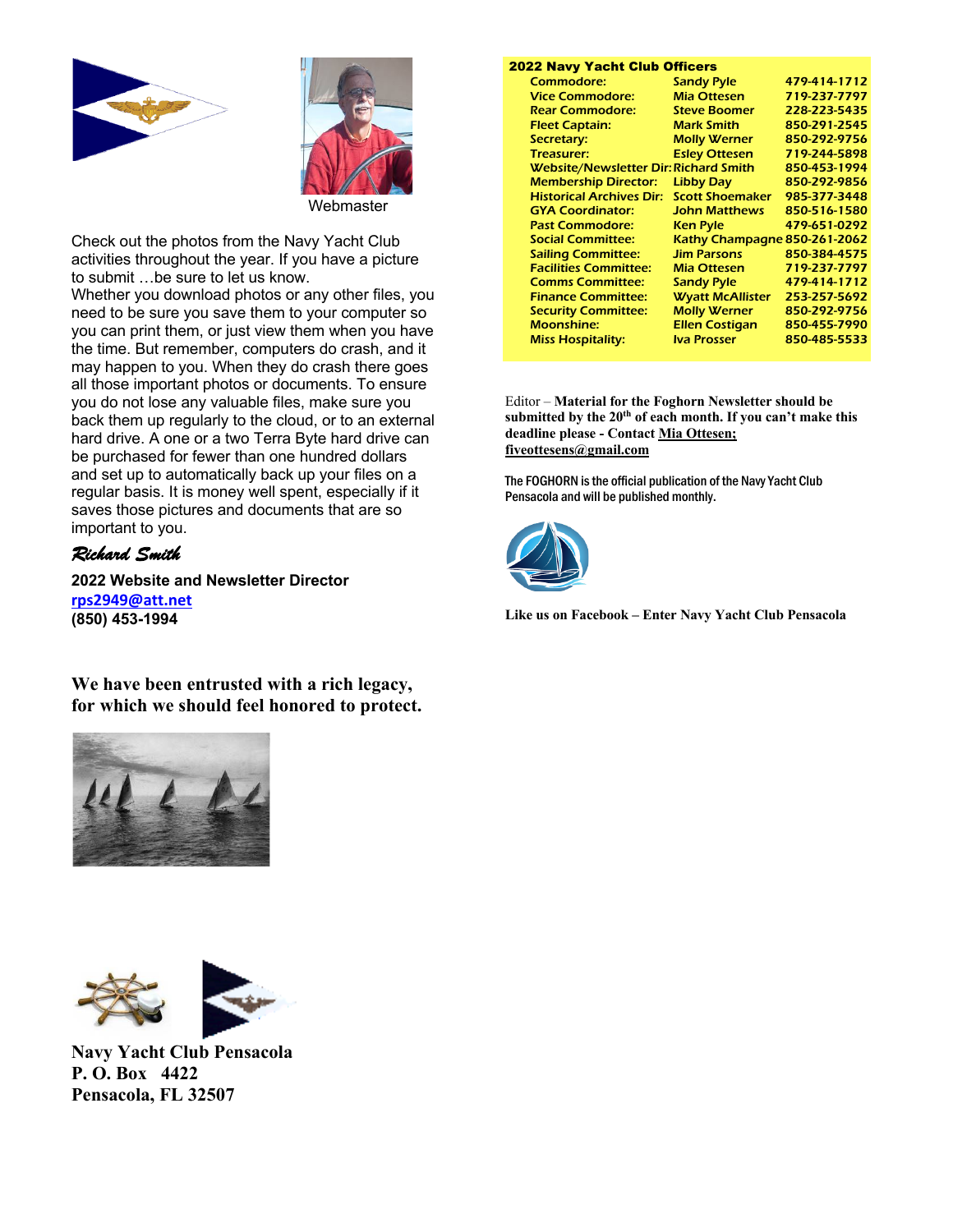Webmaster

Check out the photos from the Navy Yacht Club activities throughout the year. If you have a picture to submit …be sure to let us know.
Whether you download photos or any other files, you need to be sure you save them to your computer so you can print them, or just view them when you have the time. But remember, computers do crash, and it may happen to you. When they do crash there goes all those important photos or documents. To ensure you do not lose any valuable files, make sure you back them up regularly to the cloud, or to an external hard drive. A one or a two Terra Byte hard drive can be purchased for fewer than one hundred dollars and set up to automatically back up your files on a regular basis. It is money well spent, especially if it saves those pictures and documents that are so important to you.

*Richard Smith*

**2022 Website and Newsletter Director**
**rps2949@att.net**
**(850) 453-1994**

**We have been entrusted with a rich legacy, for which we should feel honored to protect.**

**Navy Yacht Club Pensacola**
**P. O. Box 4422**
**Pensacola, FL 32507**

| 2022 Navy Yacht Club Officers | | |
|---|---|---|
| Commodore: | Sandy Pyle | 479-414-1712 |
| Vice Commodore: | Mia Ottesen | 719-237-7797 |
| Rear Commodore: | Steve Boomer | 228-223-5435 |
| Fleet Captain: | Mark Smith | 850-291-2545 |
| Secretary: | Molly Werner | 850-292-9756 |
| Treasurer: | Esley Ottesen | 719-244-5898 |
| Website/Newsletter Dir: | Richard Smith | 850-453-1994 |
| Membership Director: | Libby Day | 850-292-9856 |
| Historical Archives Dir: | Scott Shoemaker | 985-377-3448 |
| GYA Coordinator: | John Matthews | 850-516-1580 |
| Past Commodore: | Ken Pyle | 479-651-0292 |
| Social Committee: | Kathy Champagne | 850-261-2062 |
| Sailing Committee: | Jim Parsons | 850-384-4575 |
| Facilities Committee: | Mia Ottesen | 719-237-7797 |
| Comms Committee: | Sandy Pyle | 479-414-1712 |
| Finance Committee: | Wyatt McAllister | 253-257-5692 |
| Security Committee: | Molly Werner | 850-292-9756 |
| Moonshine: | Ellen Costigan | 850-455-7990 |
| Miss Hospitality: | Iva Prosser | 850-485-5533 |

Editor – **Material for the Foghorn Newsletter should be submitted by the 20th of each month. If you can't make this deadline please - Contact Mia Ottesen; fiveottesens@gmail.com**

The FOGHORN is the official publication of the Navy Yacht Club Pensacola and will be published monthly.

**Like us on Facebook – Enter Navy Yacht Club Pensacola**